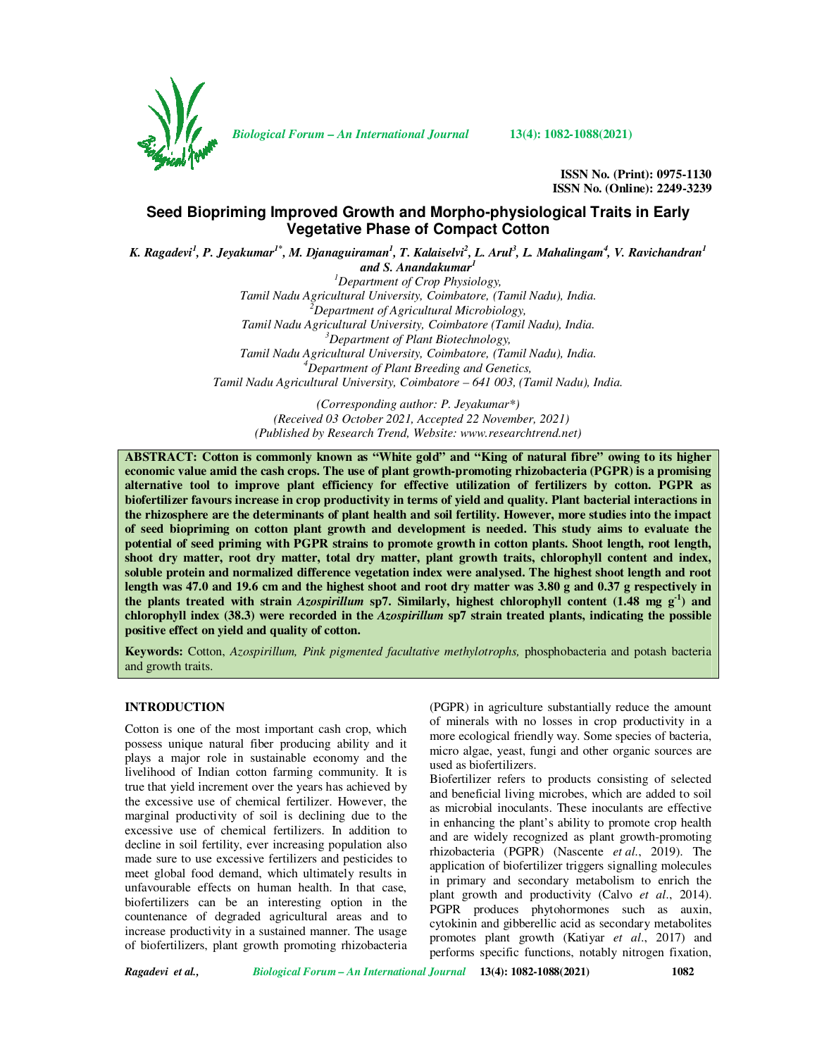ISSN No. (Print): 0975-1130
ISSN No. (Online): 2249-3239

# Seed Biopriming Improved Growth and Morpho-physiological Traits in Early Vegetative Phase of Compact Cotton

*K. Ragadevi[1], P. Jeyakumar[1*], M. Djanaguiraman[1], T. Kalaiselvi[2], L. Arul[3], L. Mahalingam[4], V. Ravichandran[1] and S. Anandakumar[1]*

*[1]Department of Crop Physiology, Tamil Nadu Agricultural University, Coimbatore, (Tamil Nadu), India.*
*[2]Department of Agricultural Microbiology, Tamil Nadu Agricultural University, Coimbatore (Tamil Nadu), India.*
*[3]Department of Plant Biotechnology, Tamil Nadu Agricultural University, Coimbatore, (Tamil Nadu), India.*
*[4]Department of Plant Breeding and Genetics, Tamil Nadu Agricultural University, Coimbatore – 641 003, (Tamil Nadu), India.*

*(Corresponding author: P. Jeyakumar\*)*
*(Received 03 October 2021, Accepted 22 November, 2021)*
*(Published by Research Trend, Website: www.researchtrend.net)*

**ABSTRACT: Cotton is commonly known as "White gold" and "King of natural fibre" owing to its higher economic value amid the cash crops. The use of plant growth-promoting rhizobacteria (PGPR) is a promising alternative tool to improve plant efficiency for effective utilization of fertilizers by cotton. PGPR as biofertilizer favours increase in crop productivity in terms of yield and quality. Plant bacterial interactions in the rhizosphere are the determinants of plant health and soil fertility. However, more studies into the impact of seed biopriming on cotton plant growth and development is needed. This study aims to evaluate the potential of seed priming with PGPR strains to promote growth in cotton plants. Shoot length, root length, shoot dry matter, root dry matter, total dry matter, plant growth traits, chlorophyll content and index, soluble protein and normalized difference vegetation index were analysed. The highest shoot length and root length was 47.0 and 19.6 cm and the highest shoot and root dry matter was 3.80 g and 0.37 g respectively in the plants treated with strain *Azospirillum* sp7. Similarly, highest chlorophyll content (1.48 mg $g^{-1}$) and chlorophyll index (38.3) were recorded in the *Azospirillum* sp7 strain treated plants, indicating the possible positive effect on yield and quality of cotton.**

**Keywords:** Cotton, *Azospirillum, Pink pigmented facultative methylotrophs,* phosphobacteria and potash bacteria and growth traits.

## INTRODUCTION

Cotton is one of the most important cash crop, which possess unique natural fiber producing ability and it plays a major role in sustainable economy and the livelihood of Indian cotton farming community. It is true that yield increment over the years has achieved by the excessive use of chemical fertilizer. However, the marginal productivity of soil is declining due to the excessive use of chemical fertilizers. In addition to decline in soil fertility, ever increasing population also made sure to use excessive fertilizers and pesticides to meet global food demand, which ultimately results in unfavourable effects on human health. In that case, biofertilizers can be an interesting option in the countenance of degraded agricultural areas and to increase productivity in a sustained manner. The usage of biofertilizers, plant growth promoting rhizobacteria (PGPR) in agriculture substantially reduce the amount of minerals with no losses in crop productivity in a more ecological friendly way. Some species of bacteria, micro algae, yeast, fungi and other organic sources are used as biofertilizers.

Biofertilizer refers to products consisting of selected and beneficial living microbes, which are added to soil as microbial inoculants. These inoculants are effective in enhancing the plant's ability to promote crop health and are widely recognized as plant growth-promoting rhizobacteria (PGPR) (Nascente *et al*., 2019). The application of biofertilizer triggers signalling molecules in primary and secondary metabolism to enrich the plant growth and productivity (Calvo *et al*., 2014). PGPR produces phytohormones such as auxin, cytokinin and gibberellic acid as secondary metabolites promotes plant growth (Katiyar *et al*., 2017) and performs specific functions, notably nitrogen fixation,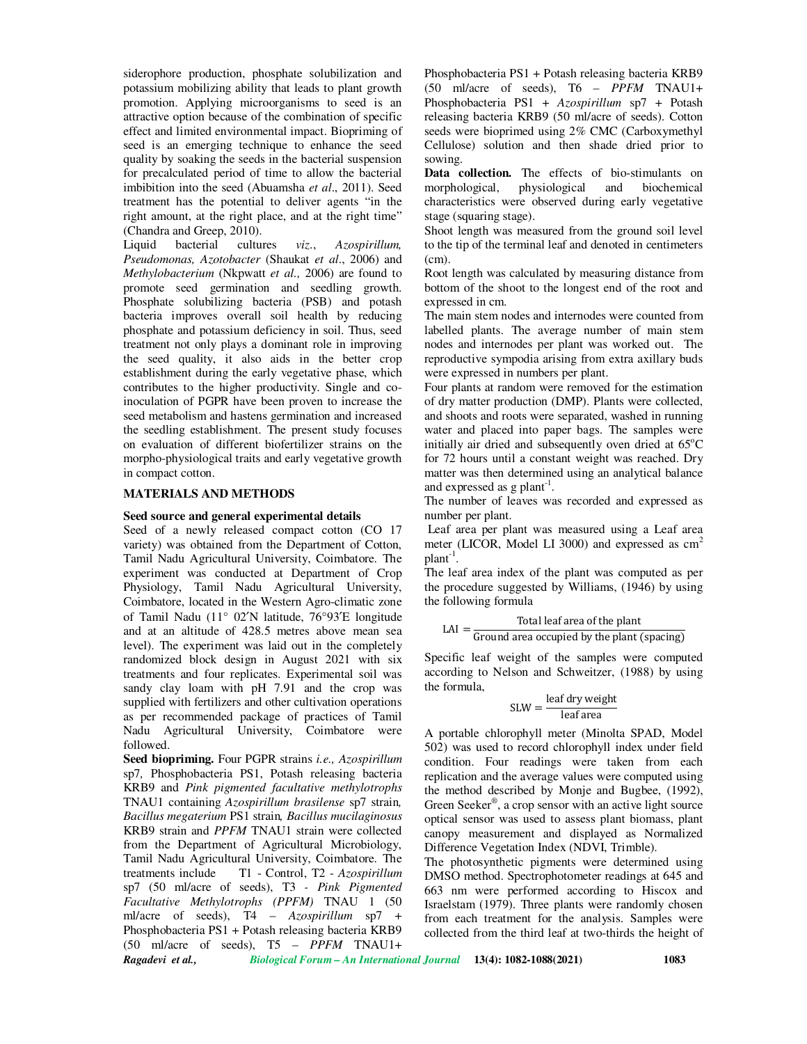siderophore production, phosphate solubilization and potassium mobilizing ability that leads to plant growth promotion. Applying microorganisms to seed is an attractive option because of the combination of specific effect and limited environmental impact. Biopriming of seed is an emerging technique to enhance the seed quality by soaking the seeds in the bacterial suspension for precalculated period of time to allow the bacterial imbibition into the seed (Abuamsha *et al*., 2011). Seed treatment has the potential to deliver agents "in the right amount, at the right place, and at the right time" (Chandra and Greep, 2010).

Liquid bacterial cultures *viz*., *Azospirillum, Pseudomonas, Azotobacter* (Shaukat *et al*., 2006) and *Methylobacterium* (Nkpwatt *et al.,* 2006) are found to promote seed germination and seedling growth. Phosphate solubilizing bacteria (PSB) and potash bacteria improves overall soil health by reducing phosphate and potassium deficiency in soil. Thus, seed treatment not only plays a dominant role in improving the seed quality, it also aids in the better crop establishment during the early vegetative phase, which contributes to the higher productivity. Single and co-inoculation of PGPR have been proven to increase the seed metabolism and hastens germination and increased the seedling establishment. The present study focuses on evaluation of different biofertilizer strains on the morpho-physiological traits and early vegetative growth in compact cotton.

## MATERIALS AND METHODS

### Seed source and general experimental details

Seed of a newly released compact cotton (CO 17 variety) was obtained from the Department of Cotton, Tamil Nadu Agricultural University, Coimbatore. The experiment was conducted at Department of Crop Physiology, Tamil Nadu Agricultural University, Coimbatore, located in the Western Agro-climatic zone of Tamil Nadu (11° 02′N latitude, 76°93′E longitude and at an altitude of 428.5 metres above mean sea level). The experiment was laid out in the completely randomized block design in August 2021 with six treatments and four replicates. Experimental soil was sandy clay loam with pH 7.91 and the crop was supplied with fertilizers and other cultivation operations as per recommended package of practices of Tamil Nadu Agricultural University, Coimbatore were followed.

**Seed biopriming.** Four PGPR strains *i.e., Azospirillum* sp7*,* Phosphobacteria PS1, Potash releasing bacteria KRB9 and *Pink pigmented facultative methylotrophs* TNAU1 containing *Azospirillum brasilense* sp7 strain*, Bacillus megaterium* PS1 strain*, Bacillus mucilaginosus* KRB9 strain and *PPFM* TNAU1 strain were collected from the Department of Agricultural Microbiology, Tamil Nadu Agricultural University, Coimbatore. The treatments include T1 - Control, T2 - *Azospirillum* sp7 (50 ml/acre of seeds), T3 - *Pink Pigmented Facultative Methylotrophs (PPFM)* TNAU 1 (50 ml/acre of seeds), T4 – *Azospirillum* sp7 + Phosphobacteria PS1 + Potash releasing bacteria KRB9 (50 ml/acre of seeds), T5 – *PPFM* TNAU1+ Phosphobacteria PS1 + Potash releasing bacteria KRB9 (50 ml/acre of seeds), T6 – *PPFM* TNAU1+ Phosphobacteria PS1 + *Azospirillum* sp7 + Potash releasing bacteria KRB9 (50 ml/acre of seeds). Cotton seeds were bioprimed using 2% CMC (Carboxymethyl Cellulose) solution and then shade dried prior to sowing.

**Data collection.** The effects of bio-stimulants on morphological, physiological and biochemical characteristics were observed during early vegetative stage (squaring stage).

Shoot length was measured from the ground soil level to the tip of the terminal leaf and denoted in centimeters (cm).

Root length was calculated by measuring distance from bottom of the shoot to the longest end of the root and expressed in cm.

The main stem nodes and internodes were counted from labelled plants. The average number of main stem nodes and internodes per plant was worked out. The reproductive sympodia arising from extra axillary buds were expressed in numbers per plant.

Four plants at random were removed for the estimation of dry matter production (DMP). Plants were collected, and shoots and roots were separated, washed in running water and placed into paper bags. The samples were initially air dried and subsequently oven dried at 65°C for 72 hours until a constant weight was reached. Dry matter was then determined using an analytical balance and expressed as g $plant^{-1}$.

The number of leaves was recorded and expressed as number per plant.

Leaf area per plant was measured using a Leaf area meter (LICOR, Model LI 3000) and expressed as $cm^2$ $plant^{-1}$.

The leaf area index of the plant was computed as per the procedure suggested by Williams, (1946) by using the following formula

$$\text{LAI} = \frac{\text{Total leaf area of the plant}}{\text{Ground area occupied by the plant (spacing)}}$$

Specific leaf weight of the samples were computed according to Nelson and Schweitzer, (1988) by using the formula,

$$\text{SLW} = \frac{\text{leaf dry weight}}{\text{leaf area}}$$

A portable chlorophyll meter (Minolta SPAD, Model 502) was used to record chlorophyll index under field condition. Four readings were taken from each replication and the average values were computed using the method described by Monje and Bugbee, (1992), Green Seeker®, a crop sensor with an active light source optical sensor was used to assess plant biomass, plant canopy measurement and displayed as Normalized Difference Vegetation Index (NDVI, Trimble).

The photosynthetic pigments were determined using DMSO method. Spectrophotometer readings at 645 and 663 nm were performed according to Hiscox and Israelstam (1979). Three plants were randomly chosen from each treatment for the analysis. Samples were collected from the third leaf at two-thirds the height of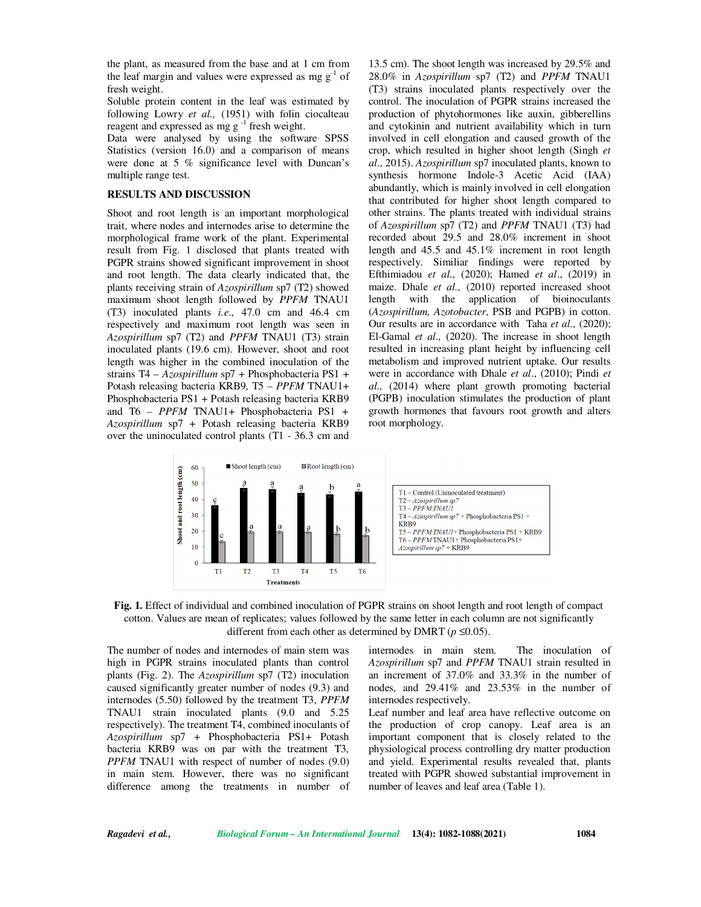the plant, as measured from the base and at 1 cm from the leaf margin and values were expressed as mg $g^{-1}$ of fresh weight.

Soluble protein content in the leaf was estimated by following Lowry *et al.,* (1951) with folin ciocalteau reagent and expressed as mg $g^{-1}$ fresh weight.

Data were analysed by using the software SPSS Statistics (version 16.0) and a comparison of means were done at 5 % significance level with Duncan's multiple range test.

## RESULTS AND DISCUSSION

Shoot and root length is an important morphological trait, where nodes and internodes arise to determine the morphological frame work of the plant. Experimental result from Fig. 1 disclosed that plants treated with PGPR strains showed significant improvement in shoot and root length. The data clearly indicated that, the plants receiving strain of *Azospirillum* sp7 (T2) showed maximum shoot length followed by *PPFM* TNAU1 (T3) inoculated plants *i.e*., 47.0 cm and 46.4 cm respectively and maximum root length was seen in *Azospirillum* sp7 (T2) and *PPFM* TNAU1 (T3) strain inoculated plants (19.6 cm). However, shoot and root length was higher in the combined inoculation of the strains T4 – *Azospirillum* sp7 + Phosphobacteria PS1 + Potash releasing bacteria KRB9, T5 – *PPFM* TNAU1+ Phosphobacteria PS1 + Potash releasing bacteria KRB9 and T6 – *PPFM* TNAU1+ Phosphobacteria PS1 + *Azospirillum* sp7 + Potash releasing bacteria KRB9 over the uninoculated control plants (T1 - 36.3 cm and 13.5 cm). The shoot length was increased by 29.5% and 28.0% in *Azospirillum* sp7 (T2) and *PPFM* TNAU1 (T3) strains inoculated plants respectively over the control. The inoculation of PGPR strains increased the production of phytohormones like auxin, gibberellins and cytokinin and nutrient availability which in turn involved in cell elongation and caused growth of the crop, which resulted in higher shoot length (Singh *et al*., 2015). *Azospirillum* sp7 inoculated plants, known to synthesis hormone Indole-3 Acetic Acid (IAA) abundantly, which is mainly involved in cell elongation that contributed for higher shoot length compared to other strains. The plants treated with individual strains of *Azospirillum* sp7 (T2) and *PPFM* TNAU1 (T3) had recorded about 29.5 and 28.0% increment in shoot length and 45.5 and 45.1% increment in root length respectively. Similiar findings were reported by Efthimiadou *et al.,* (2020); Hamed *et al*., (2019) in maize. Dhale *et al.,* (2010) reported increased shoot length with the application of bioinoculants (*Azospirillum, Azotobacter*, PSB and PGPB) in cotton. Our results are in accordance with Taha *et al.,* (2020); El-Gamal *et al.,* (2020). The increase in shoot length resulted in increasing plant height by influencing cell metabolism and improved nutrient uptake. Our results were in accordance with Dhale *et al*., (2010); Pindi *et al.,* (2014) where plant growth promoting bacterial (PGPB) inoculation stimulates the production of plant growth hormones that favours root growth and alters root morphology.

T1 – Control (Uninoculated treatment)
T2 – *Azospirillum sp7*
T3 – *PPFM TNAU1*
T4 – *Azospirillum sp7* + Phosphobacteria PS1 + KRB9
T5 – *PPFM TNAU1*+ Phosphobacteria PS1 + KRB9
T6 – *PPFM* TNAU1+ Phosphobacteria PS1+ *Azospirillum sp7* + KRB9

**Fig. 1.** Effect of individual and combined inoculation of PGPR strains on shoot length and root length of compact cotton. Values are mean of replicates; values followed by the same letter in each column are not significantly different from each other as determined by DMRT ($p \leq 0.05$).

The number of nodes and internodes of main stem was high in PGPR strains inoculated plants than control plants (Fig. 2). The *Azospirillum* sp7 (T2) inoculation caused significantly greater number of nodes (9.3) and internodes (5.50) followed by the treatment T3, *PPFM* TNAU1 strain inoculated plants (9.0 and 5.25 respectively). The treatment T4, combined inoculants of *Azospirillum* sp7 + Phosphobacteria PS1+ Potash bacteria KRB9 was on par with the treatment T3, *PPFM* TNAU1 with respect of number of nodes (9.0) in main stem. However, there was no significant difference among the treatments in number of internodes in main stem. The inoculation of *Azospirillum* sp7 and *PPFM* TNAU1 strain resulted in an increment of 37.0% and 33.3% in the number of nodes, and 29.41% and 23.53% in the number of internodes respectively.

Leaf number and leaf area have reflective outcome on the production of crop canopy. Leaf area is an important component that is closely related to the physiological process controlling dry matter production and yield. Experimental results revealed that, plants treated with PGPR showed substantial improvement in number of leaves and leaf area (Table 1).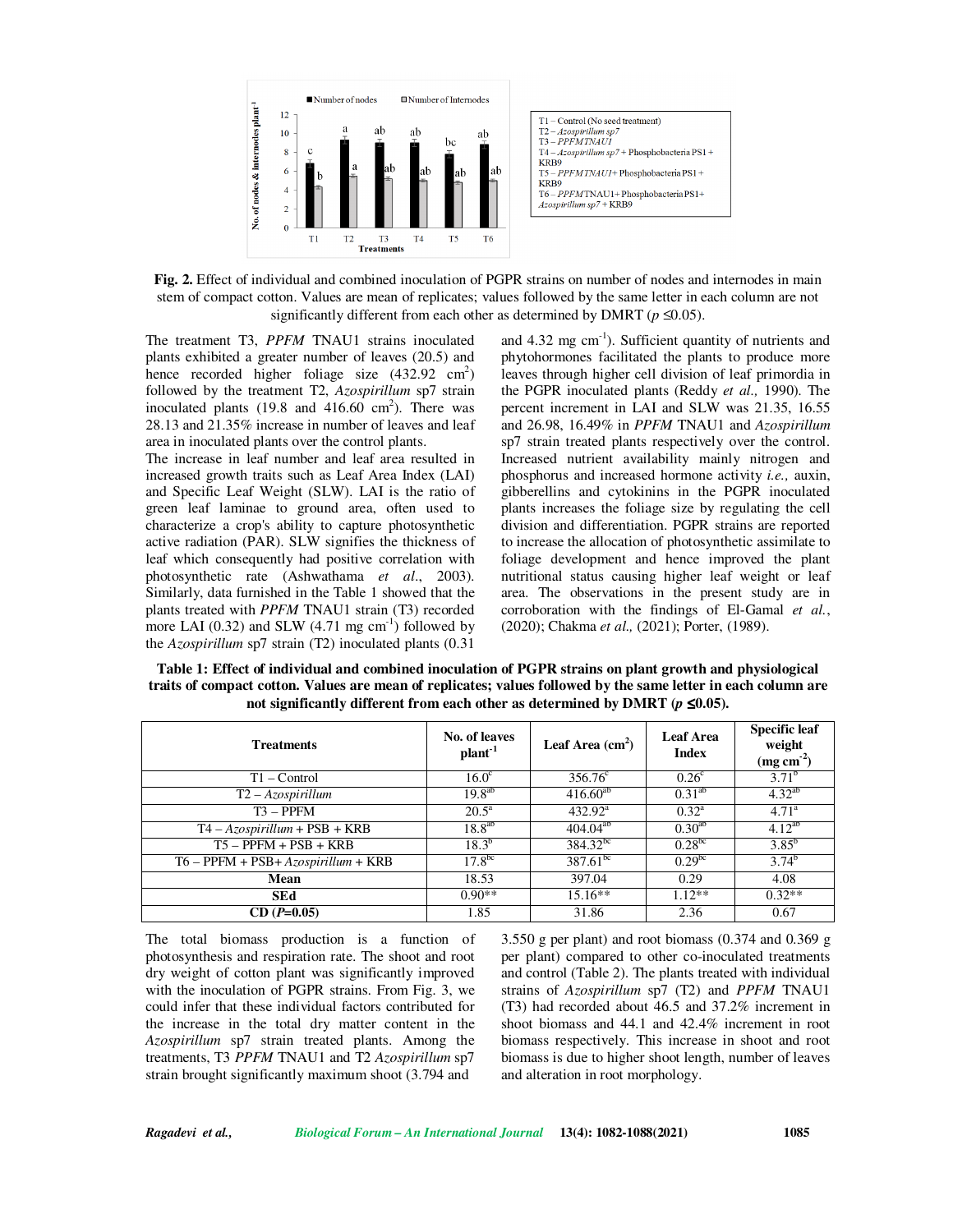**Fig. 2.** Effect of individual and combined inoculation of PGPR strains on number of nodes and internodes in main stem of compact cotton. Values are mean of replicates; values followed by the same letter in each column are not significantly different from each other as determined by DMRT ($p \leq 0.05$).

The treatment T3, *PPFM* TNAU1 strains inoculated plants exhibited a greater number of leaves (20.5) and hence recorded higher foliage size (432.92 $cm^2$) followed by the treatment T2, *Azospirillum* sp7 strain inoculated plants (19.8 and 416.60 $cm^2$). There was 28.13 and 21.35% increase in number of leaves and leaf area in inoculated plants over the control plants.

The increase in leaf number and leaf area resulted in increased growth traits such as Leaf Area Index (LAI) and Specific Leaf Weight (SLW). LAI is the ratio of green leaf laminae to ground area, often used to characterize a crop's ability to capture photosynthetic active radiation (PAR). SLW signifies the thickness of leaf which consequently had positive correlation with photosynthetic rate (Ashwathama *et al*., 2003). Similarly, data furnished in the Table 1 showed that the plants treated with *PPFM* TNAU1 strain (T3) recorded more LAI (0.32) and SLW (4.71 mg $cm^{-1}$) followed by the *Azospirillum* sp7 strain (T2) inoculated plants (0.31 and 4.32 mg $cm^{-1}$). Sufficient quantity of nutrients and phytohormones facilitated the plants to produce more leaves through higher cell division of leaf primordia in the PGPR inoculated plants (Reddy *et al.,* 1990). The percent increment in LAI and SLW was 21.35, 16.55 and 26.98, 16.49% in *PPFM* TNAU1 and *Azospirillum* sp7 strain treated plants respectively over the control. Increased nutrient availability mainly nitrogen and phosphorus and increased hormone activity *i.e.,* auxin, gibberellins and cytokinins in the PGPR inoculated plants increases the foliage size by regulating the cell division and differentiation. PGPR strains are reported to increase the allocation of photosynthetic assimilate to foliage development and hence improved the plant nutritional status causing higher leaf weight or leaf area. The observations in the present study are in corroboration with the findings of El-Gamal *et al.*, (2020); Chakma *et al.,* (2021); Porter, (1989).

**Table 1: Effect of individual and combined inoculation of PGPR strains on plant growth and physiological traits of compact cotton. Values are mean of replicates; values followed by the same letter in each column are not significantly different from each other as determined by DMRT ($p \leq 0.05$).**

| Treatments | No. of leaves plant$^{-1}$ | Leaf Area ($cm^2$) | Leaf Area Index | Specific leaf weight (mg $cm^{-2}$) |
|---|---|---|---|---|
| T1 – Control | 16.0$^{c}$ | 356.76$^{c}$ | 0.26$^{c}$ | 3.71$^{b}$ |
| T2 – *Azospirillum* | 19.8$^{ab}$ | 416.60$^{ab}$ | 0.31$^{ab}$ | 4.32$^{ab}$ |
| T3 – PPFM | 20.5$^{a}$ | 432.92$^{a}$ | 0.32$^{a}$ | 4.71$^{a}$ |
| T4 – *Azospirillum* + PSB + KRB | 18.8$^{ab}$ | 404.04$^{ab}$ | 0.30$^{ab}$ | 4.12$^{ab}$ |
| T5 – PPFM + PSB + KRB | 18.3$^{b}$ | 384.32$^{bc}$ | 0.28$^{bc}$ | 3.85$^{b}$ |
| T6 – PPFM + PSB+ *Azospirillum* + KRB | 17.8$^{bc}$ | 387.61$^{bc}$ | 0.29$^{bc}$ | 3.74$^{b}$ |
| **Mean** | 18.53 | 397.04 | 0.29 | 4.08 |
| **SEd** | 0.90** | 15.16** | 1.12** | 0.32** |
| **CD (*P*=0.05)** | 1.85 | 31.86 | 2.36 | 0.67 |

The total biomass production is a function of photosynthesis and respiration rate. The shoot and root dry weight of cotton plant was significantly improved with the inoculation of PGPR strains. From Fig. 3, we could infer that these individual factors contributed for the increase in the total dry matter content in the *Azospirillum* sp7 strain treated plants. Among the treatments, T3 *PPFM* TNAU1 and T2 *Azospirillum* sp7 strain brought significantly maximum shoot (3.794 and 3.550 g per plant) and root biomass (0.374 and 0.369 g per plant) compared to other co-inoculated treatments and control (Table 2). The plants treated with individual strains of *Azospirillum* sp7 (T2) and *PPFM* TNAU1 (T3) had recorded about 46.5 and 37.2% increment in shoot biomass and 44.1 and 42.4% increment in root biomass respectively. This increase in shoot and root biomass is due to higher shoot length, number of leaves and alteration in root morphology.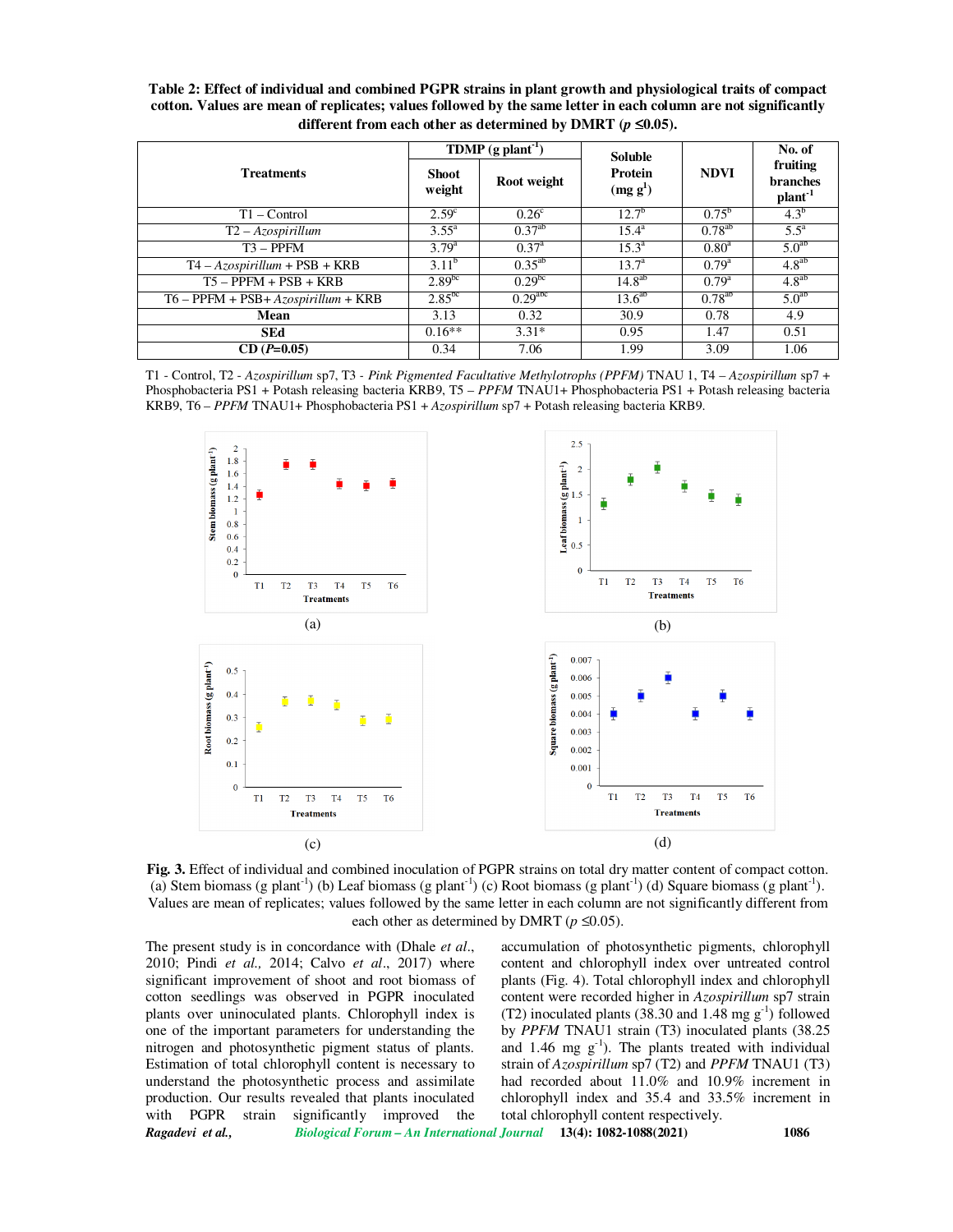**Table 2: Effect of individual and combined PGPR strains in plant growth and physiological traits of compact cotton. Values are mean of replicates; values followed by the same letter in each column are not significantly different from each other as determined by DMRT ($p$ ≤0.05).**

| Treatments | TDMP (g plant$^{-1}$) | | Soluble Protein (mg g$^{1}$) | NDVI | No. of fruiting branches plant$^{-1}$ |
|---|---|---|---|---|---|
| | Shoot weight | Root weight | | | |
| T1 – Control | 2.59$^{c}$ | 0.26$^{c}$ | 12.7$^{b}$ | 0.75$^{b}$ | 4.3$^{b}$ |
| T2 – *Azospirillum* | 3.55$^{a}$ | 0.37$^{ab}$ | 15.4$^{a}$ | 0.78$^{ab}$ | 5.5$^{a}$ |
| T3 – PPFM | 3.79$^{a}$ | 0.37$^{a}$ | 15.3$^{a}$ | 0.80$^{a}$ | 5.0$^{ab}$ |
| T4 – *Azospirillum* + PSB + KRB | 3.11$^{b}$ | 0.35$^{ab}$ | 13.7$^{a}$ | 0.79$^{a}$ | 4.8$^{ab}$ |
| T5 – PPFM + PSB + KRB | 2.89$^{bc}$ | 0.29$^{bc}$ | 14.8$^{ab}$ | 0.79$^{a}$ | 4.8$^{ab}$ |
| T6 – PPFM + PSB+ *Azospirillum* + KRB | 2.85$^{bc}$ | 0.29$^{abc}$ | 13.6$^{ab}$ | 0.78$^{ab}$ | 5.0$^{ab}$ |
| **Mean** | 3.13 | 0.32 | 30.9 | 0.78 | 4.9 |
| **SEd** | 0.16** | 3.31* | 0.95 | 1.47 | 0.51 |
| **CD (*P*=0.05)** | 0.34 | 7.06 | 1.99 | 3.09 | 1.06 |

T1 - Control, T2 - *Azospirillum* sp7, T3 - *Pink Pigmented Facultative Methylotrophs (PPFM)* TNAU 1, T4 – *Azospirillum* sp7 + Phosphobacteria PS1 + Potash releasing bacteria KRB9, T5 – *PPFM* TNAU1+ Phosphobacteria PS1 + Potash releasing bacteria KRB9, T6 – *PPFM* TNAU1+ Phosphobacteria PS1 + *Azospirillum* sp7 + Potash releasing bacteria KRB9.

(a)

(b)

(c)

(d)

**Fig. 3.** Effect of individual and combined inoculation of PGPR strains on total dry matter content of compact cotton. (a) Stem biomass (g plant$^{-1}$) (b) Leaf biomass (g plant$^{-1}$) (c) Root biomass (g plant$^{-1}$) (d) Square biomass (g plant$^{-1}$). Values are mean of replicates; values followed by the same letter in each column are not significantly different from each other as determined by DMRT ($p$ ≤0.05).

The present study is in concordance with (Dhale *et al*., 2010; Pindi *et al.,* 2014; Calvo *et al*., 2017) where significant improvement of shoot and root biomass of cotton seedlings was observed in PGPR inoculated plants over uninoculated plants. Chlorophyll index is one of the important parameters for understanding the nitrogen and photosynthetic pigment status of plants. Estimation of total chlorophyll content is necessary to understand the photosynthetic process and assimilate production. Our results revealed that plants inoculated with PGPR strain significantly improved the accumulation of photosynthetic pigments, chlorophyll content and chlorophyll index over untreated control plants (Fig. 4). Total chlorophyll index and chlorophyll content were recorded higher in *Azospirillum* sp7 strain (T2) inoculated plants (38.30 and 1.48 mg g$^{-1}$) followed by *PPFM* TNAU1 strain (T3) inoculated plants (38.25 and 1.46 mg g$^{-1}$). The plants treated with individual strain of *Azospirillum* sp7 (T2) and *PPFM* TNAU1 (T3) had recorded about 11.0% and 10.9% increment in chlorophyll index and 35.4 and 33.5% increment in total chlorophyll content respectively.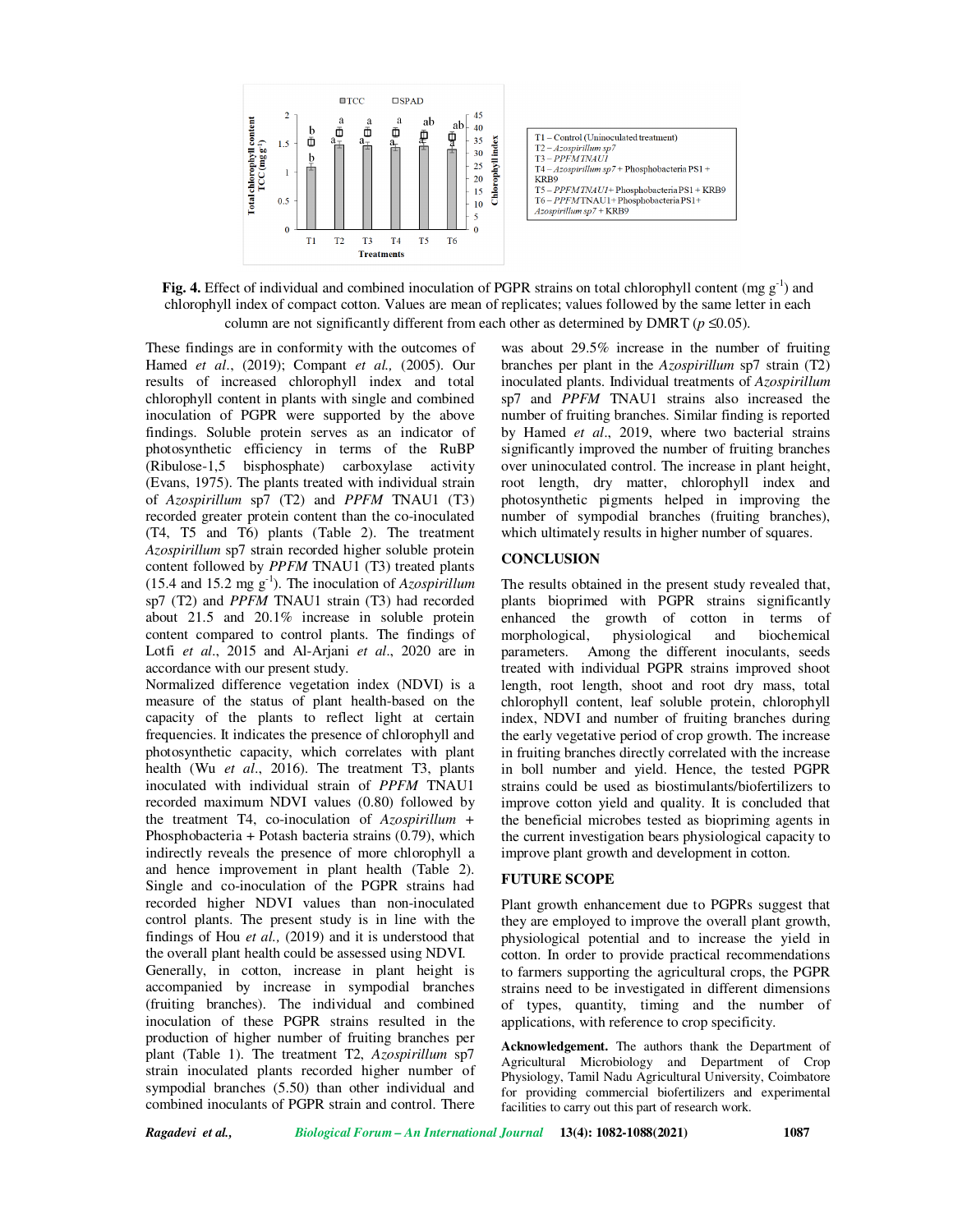**Fig. 4.** Effect of individual and combined inoculation of PGPR strains on total chlorophyll content (mg g$^{-1}$) and chlorophyll index of compact cotton. Values are mean of replicates; values followed by the same letter in each column are not significantly different from each other as determined by DMRT ($p$ ≤0.05).

These findings are in conformity with the outcomes of Hamed *et al*., (2019); Compant *et al.,* (2005). Our results of increased chlorophyll index and total chlorophyll content in plants with single and combined inoculation of PGPR were supported by the above findings. Soluble protein serves as an indicator of photosynthetic efficiency in terms of the RuBP (Ribulose-1,5 bisphosphate) carboxylase activity (Evans, 1975). The plants treated with individual strain of *Azospirillum* sp7 (T2) and *PPFM* TNAU1 (T3) recorded greater protein content than the co-inoculated (T4, T5 and T6) plants (Table 2). The treatment *Azospirillum* sp7 strain recorded higher soluble protein content followed by *PPFM* TNAU1 (T3) treated plants (15.4 and 15.2 mg g$^{-1}$). The inoculation of *Azospirillum* sp7 (T2) and *PPFM* TNAU1 strain (T3) had recorded about 21.5 and 20.1% increase in soluble protein content compared to control plants. The findings of Lotfi *et al*., 2015 and Al-Arjani *et al*., 2020 are in accordance with our present study.

Normalized difference vegetation index (NDVI) is a measure of the status of plant health-based on the capacity of the plants to reflect light at certain frequencies. It indicates the presence of chlorophyll and photosynthetic capacity, which correlates with plant health (Wu *et al*., 2016). The treatment T3, plants inoculated with individual strain of *PPFM* TNAU1 recorded maximum NDVI values (0.80) followed by the treatment T4, co-inoculation of *Azospirillum* + Phosphobacteria + Potash bacteria strains (0.79), which indirectly reveals the presence of more chlorophyll a and hence improvement in plant health (Table 2). Single and co-inoculation of the PGPR strains had recorded higher NDVI values than non-inoculated control plants. The present study is in line with the findings of Hou *et al.,* (2019) and it is understood that the overall plant health could be assessed using NDVI.

Generally, in cotton, increase in plant height is accompanied by increase in sympodial branches (fruiting branches). The individual and combined inoculation of these PGPR strains resulted in the production of higher number of fruiting branches per plant (Table 1). The treatment T2, *Azospirillum* sp7 strain inoculated plants recorded higher number of sympodial branches (5.50) than other individual and combined inoculants of PGPR strain and control. There was about 29.5% increase in the number of fruiting branches per plant in the *Azospirillum* sp7 strain (T2) inoculated plants. Individual treatments of *Azospirillum* sp7 and *PPFM* TNAU1 strains also increased the number of fruiting branches. Similar finding is reported by Hamed *et al*., 2019, where two bacterial strains significantly improved the number of fruiting branches over uninoculated control. The increase in plant height, root length, dry matter, chlorophyll index and photosynthetic pigments helped in improving the number of sympodial branches (fruiting branches), which ultimately results in higher number of squares.

## CONCLUSION

The results obtained in the present study revealed that, plants bioprimed with PGPR strains significantly enhanced the growth of cotton in terms of morphological, physiological and biochemical parameters. Among the different inoculants, seeds treated with individual PGPR strains improved shoot length, root length, shoot and root dry mass, total chlorophyll content, leaf soluble protein, chlorophyll index, NDVI and number of fruiting branches during the early vegetative period of crop growth. The increase in fruiting branches directly correlated with the increase in boll number and yield. Hence, the tested PGPR strains could be used as biostimulants/biofertilizers to improve cotton yield and quality. It is concluded that the beneficial microbes tested as biopriming agents in the current investigation bears physiological capacity to improve plant growth and development in cotton.

## FUTURE SCOPE

Plant growth enhancement due to PGPRs suggest that they are employed to improve the overall plant growth, physiological potential and to increase the yield in cotton. In order to provide practical recommendations to farmers supporting the agricultural crops, the PGPR strains need to be investigated in different dimensions of types, quantity, timing and the number of applications, with reference to crop specificity.

**Acknowledgement.** The authors thank the Department of Agricultural Microbiology and Department of Crop Physiology, Tamil Nadu Agricultural University, Coimbatore for providing commercial biofertilizers and experimental facilities to carry out this part of research work.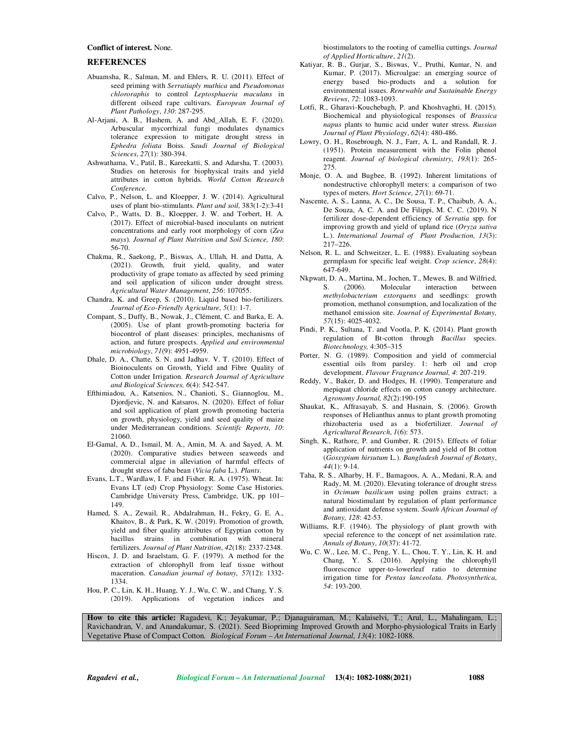**Conflict of interest.** None.

## REFERENCES

Abuamsha, R., Salman, M. and Ehlers, R. U. (2011). Effect of seed priming with *Serratiaply muthica* and *Pseudomonas chlororaphis* to control *Leptosphaeria maculans* in different oilseed rape cultivars. *European Journal of Plant Pathology*, *130*: 287-295.

Al-Arjani, A. B., Hashem, A. and Abd_Allah, E. F. (2020). Arbuscular mycorrhizal fungi modulates dynamics tolerance expression to mitigate drought stress in *Ephedra foliata* Boiss. *Saudi Journal of Biological Sciences*, *27*(1): 380-394.

Ashwathama, V., Patil, B., Kareekatti, S. and Adarsha, T. (2003). Studies on heterosis for biophysical traits and yield attributes in cotton hybrids. *World Cotton Research Conference*.

Calvo, P., Nelson, L. and Kloepper, J. W. (2014). Agricultural uses of plant bio-stimulants. *Plant and soil,* 383(1-2):3-41

Calvo, P., Watts, D. B., Kloepper, J. W. and Torbert, H. A. (2017). Effect of microbial-based inoculants on nutrient concentrations and early root morphology of corn (*Zea mays*). *Journal of Plant Nutrition and Soil Science, 180*: 56-70.

Chakma, R., Saekong, P., Biswas, A., Ullah, H. and Datta, A. (2021). Growth, fruit yield, quality, and water productivity of grape tomato as affected by seed priming and soil application of silicon under drought stress. *Agricultural Water Management*, *256*: 107055.

Chandra, K. and Greep, S. (2010). Liquid based bio-fertilizers. *Journal of Eco-Friendly Agriculture*, *5*(1): 1-7.

Compant, S., Duffy, B., Nowak, J., Clément, C. and Barka, E. A. (2005). Use of plant growth-promoting bacteria for biocontrol of plant diseases: principles, mechanisms of action, and future prospects. *Applied and environmental microbiology*, *71*(9): 4951-4959.

Dhale, D. A., Chatte, S. N. and Jadhav. V. T. (2010). Effect of Bioinoculents on Growth, Yield and Fibre Quality of Cotton under Irrigation. *Research Journal of Agriculture and Biological Sciences, 6*(4): 542-547.

Efthimiadou, A., Katsenios, N., Chanioti, S., Giannoglou, M., Djordjevic, N. and Katsaros, N. (2020). Effect of foliar and soil application of plant growth promoting bacteria on growth, physiology, yield and seed quality of maize under Mediterranean conditions. *Scientifc Reports, 10*: 21060.

El-Gamal, A. D., Ismail, M. A., Amin, M. A. and Sayed, A. M. (2020). Comparative studies between seaweeds and commercial algae in alleviation of harmful effects of drought stress of faba bean (*Vicia faba* L.). *Plants*.

Evans, L.T., Wardlaw, I. F. and Fisher. R. A. (1975). Wheat. In: Evans LT (ed) Crop Physiology: Some Case Histories. Cambridge University Press, Cambridge, UK, pp 101–149.

Hamed, S. A., Zewail, R., Abdalrahman, H., Fekry, G. E. A., Khaitov, B., & Park, K. W. (2019). Promotion of growth, yield and fiber quality attributes of Egyptian cotton by bacillus strains in combination with mineral fertilizers. *Journal of Plant Nutrition*, *42*(18): 2337-2348.

Hiscox, J. D. and Israelstam, G. F. (1979). A method for the extraction of chlorophyll from leaf tissue without maceration. *Canadian journal of botany, 57*(12): 1332-1334.

Hou, P. C., Lin, K. H., Huang, Y. J., Wu, C. W., and Chang, Y. S. (2019). Applications of vegetation indices and biostimulators to the rooting of camellia cuttings. *Journal of Applied Horticulture*, *21*(2).

Katiyar, R. B., Gurjar, S., Biswas, V., Pruthi, Kumar, N. and Kumar, P. (2017). Microalgae: an emerging source of energy based bio-products and a solution for environmental issues. *Renewable and Sustainable Energy Reviews*, *72*: 1083-1093.

Lotfi, R., Gharavi-Kouchebagh, P. and Khoshvaghti, H. (2015). Biochemical and physiological responses of *Brassica napus* plants to humic acid under water stress. *Russian Journal of Plant Physiology*, *62*(4): 480-486.

Lowry, O. H., Rosebrough, N. J., Farr, A. L. and Randall, R. J. (1951). Protein measurement with the Folin phenol reagent. *Journal of biological chemistry*, *193*(1): 265-275.

Monje, O. A. and Bugbee, B. (1992). Inherent limitations of nondestructive chlorophyll meters: a comparison of two types of meters. *Hort Science, 27*(1): 69-71.

Nascente, A. S., Lanna, A. C., De Sousa, T. P., Chaibub, A. A., De Souza, A. C. A. and De Filippi, M. C. C. (2019). N fertilizer dose-dependent efficiency of *Serratia* spp. for improving growth and yield of upland rice (*Oryza sativa* L.). *International Journal of Plant Production, 13*(3): 217–226.

Nelson, R. L. and Schweitzer, L. E. (1988). Evaluating soybean germplasm for specific leaf weight. *Crop science*, *28*(4): 647-649.

Nkpwatt, D. A., Martina, M., Jochen, T., Mewes, B. and Wilfried, S. (2006). Molecular interaction between *methylobacterium extorquens* and seedlings: growth promotion, methanol consumption, and localization of the methanol emission site. *Journal of Experimental Botany, 57*(15): 4025-4032.

Pindi, P. K., Sultana, T. and Vootla, P. K. (2014). Plant growth regulation of Bt-cotton through *Bacillus* species. *Biotechnology,* 4:305–315

Porter, N. G. (1989). Composition and yield of commercial essential oils from parsley. 1: herb oil and crop development. *Flavour Fragrance Journal, 4*: 207-219.

Reddy, V., Baker, D. and Hodges, H. (1990). Temperature and mepiquat chloride effects on cotton canopy architecture. *Agronomy Journal, 82*(2):190-195

Shaukat, K., Affrasayab, S. and Hasnain, S. (2006). Growth responses of Helianthus annus to plant growth promoting rhizobacteria used as a biofertilizer. *Journal of Agricultural Research*, *1*(6): 573.

Singh, K., Rathore, P. and Gumber, R. (2015). Effects of foliar application of nutrients on growth and yield of Bt cotton (*Gossypium hirsutum* L.). *Bangladesh Journal of Botany*, *44*(1): 9-14.

Taha, R. S., Alharby, H. F., Bamagoos, A. A., Medani, R.A. and Rady, M. M. (2020). Elevating tolerance of drought stress in *Ocimum basilicum* using pollen grains extract; a natural biostimulant by regulation of plant performance and antioxidant defense system. *South African Journal of Botany, 128*: 42-53.

Williams, R.F. (1946). The physiology of plant growth with special reference to the concept of net assimilation rate. *Annals of Botany*, *10*(37): 41-72.

Wu, C. W., Lee, M. C., Peng, Y. L., Chou, T. Y., Lin, K. H. and Chang, Y. S. (2016). Applying the chlorophyll fluorescence upper-to-lowerleaf ratio to determine irrigation time for *Pentas lanceolata*. *Photosynthetica*, *54*: 193-200.

**How to cite this article:** Ragadevi, K.; Jeyakumar, P.; Djanaguiraman, M.; Kalaiselvi, T.; Arul, L., Mahalingam, L.; Ravichandran, V. and Anandakumar, S. (2021). Seed Biopriming Improved Growth and Morpho-physiological Traits in Early Vegetative Phase of Compact Cotton. *Biological Forum – An International Journal*, *13*(4): 1082-1088.